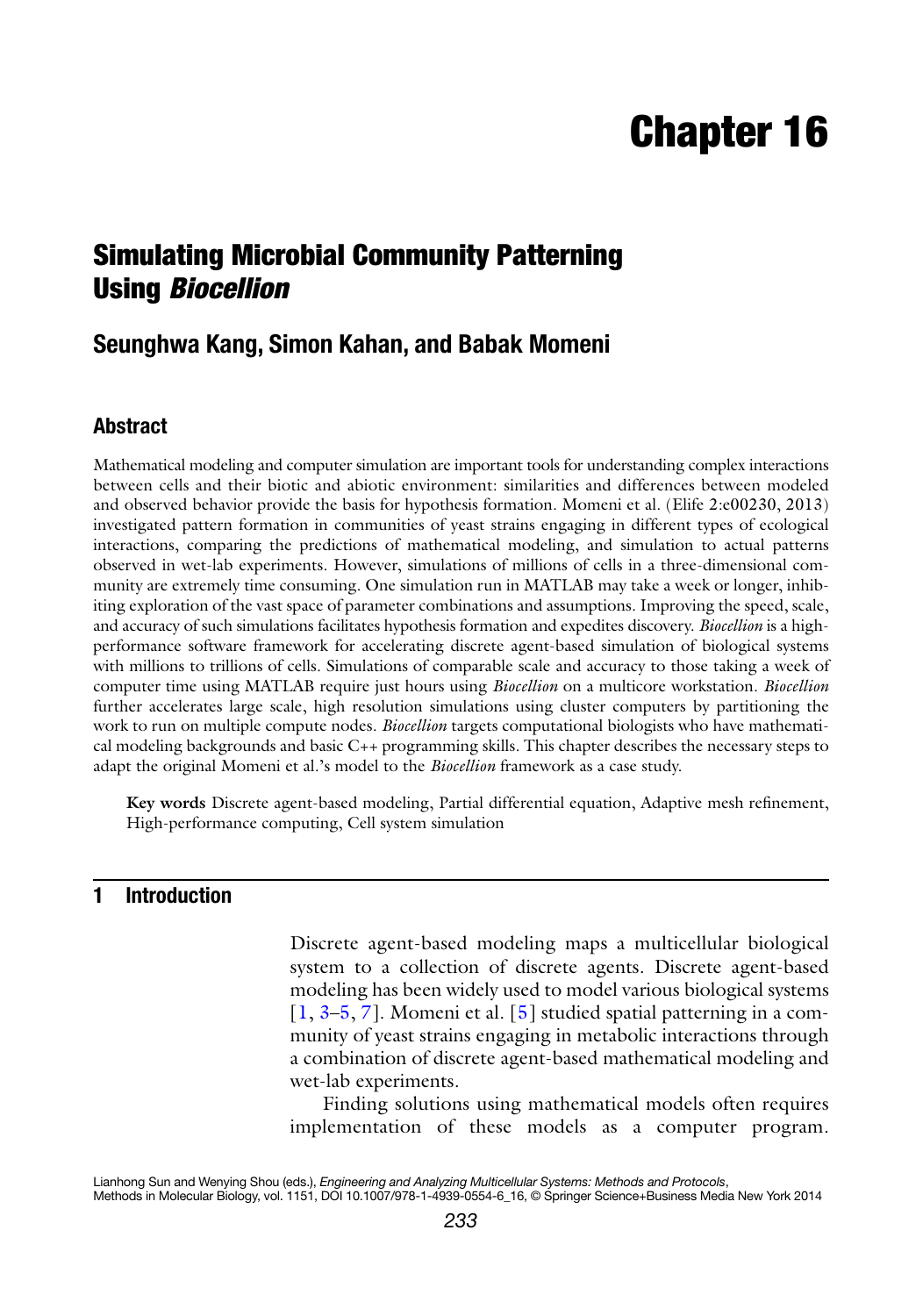# Chapter 16

## Simulating Microbial Community Patterning Using *Biocellion*

### Seunghwa Kang, Simon Kahan, and Babak Momeni

### Abstract

Mathematical modeling and computer simulation are important tools for understanding complex interactions between cells and their biotic and abiotic environment: similarities and differences between modeled and observed behavior provide the basis for hypothesis formation. Momeni et al. (Elife 2:e00230, 2013) investigated pattern formation in communities of yeast strains engaging in different types of ecological interactions, comparing the predictions of mathematical modeling, and simulation to actual patterns observed in wet-lab experiments. However, simulations of millions of cells in a three-dimensional community are extremely time consuming. One simulation run in MATLAB may take a week or longer, inhibiting exploration of the vast space of parameter combinations and assumptions. Improving the speed, scale, and accuracy of such simulations facilitates hypothesis formation and expedites discovery. *Biocellion* is a high-performance software framework for accelerating discrete agent-based simulation of biological systems with millions to trillions of cells. Simulations of comparable scale and accuracy to those taking a week of computer time using MATLAB require just hours using *Biocellion* on a multicore workstation. *Biocellion* further accelerates large scale, high resolution simulations using cluster computers by partitioning the work to run on multiple compute nodes. *Biocellion* targets computational biologists who have mathematical modeling backgrounds and basic C++ programming skills. This chapter describes the necessary steps to adapt the original Momeni et al.'s model to the *Biocellion* framework as a case study.

**Key words** Discrete agent-based modeling, Partial differential equation, Adaptive mesh refinement, High-performance computing, Cell system simulation

## 1 Introduction

Discrete agent-based modeling maps a multicellular biological system to a collection of discrete agents. Discrete agent-based modeling has been widely used to model various biological systems [1, 3–5, 7]. Momeni et al. [5] studied spatial patterning in a community of yeast strains engaging in metabolic interactions through a combination of discrete agent-based mathematical modeling and wet-lab experiments.

Finding solutions using mathematical models often requires implementation of these models as a computer program.

Lianhong Sun and Wenying Shou (eds.), *Engineering and Analyzing Multicellular Systems: Methods and Protocols*, Methods in Molecular Biology, vol. 1151, DOI 10.1007/978-1-4939-0554-6_16, © Springer Science+Business Media New York 2014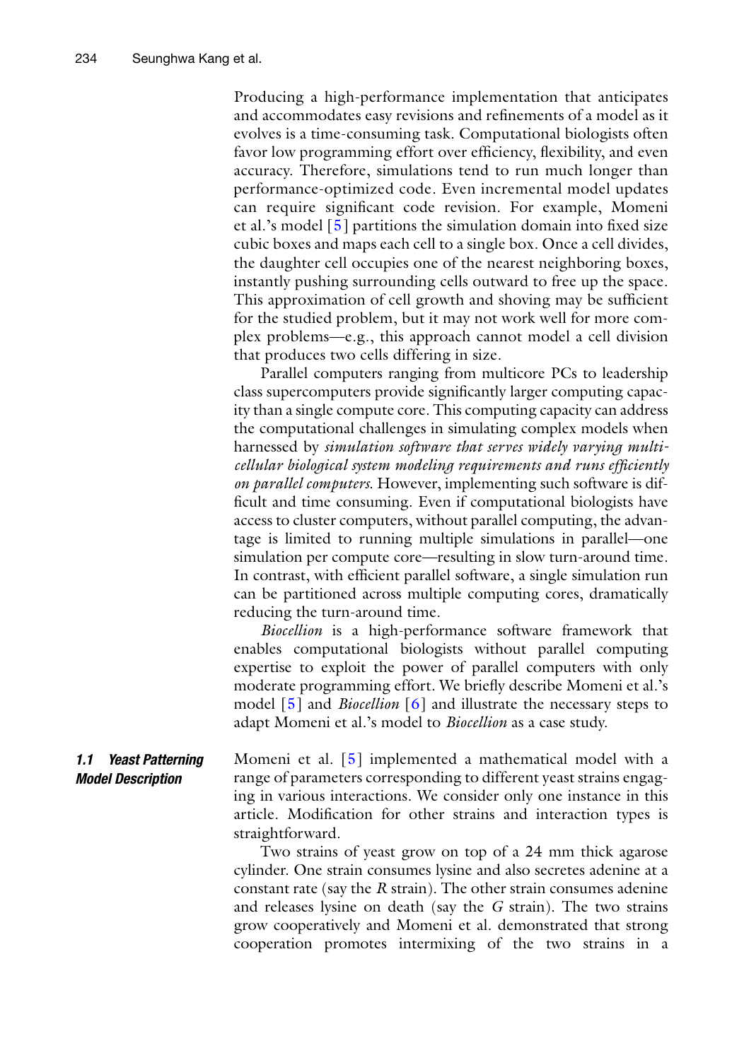Producing a high-performance implementation that anticipates and accommodates easy revisions and refinements of a model as it evolves is a time-consuming task. Computational biologists often favor low programming effort over efficiency, flexibility, and even accuracy. Therefore, simulations tend to run much longer than performance-optimized code. Even incremental model updates can require significant code revision. For example, Momeni et al.'s model [5] partitions the simulation domain into fixed size cubic boxes and maps each cell to a single box. Once a cell divides, the daughter cell occupies one of the nearest neighboring boxes, instantly pushing surrounding cells outward to free up the space. This approximation of cell growth and shoving may be sufficient for the studied problem, but it may not work well for more complex problems—e.g., this approach cannot model a cell division that produces two cells differing in size.

Parallel computers ranging from multicore PCs to leadership class supercomputers provide significantly larger computing capacity than a single compute core. This computing capacity can address the computational challenges in simulating complex models when harnessed by *simulation software that serves widely varying multicellular biological system modeling requirements and runs efficiently on parallel computers*. However, implementing such software is difficult and time consuming. Even if computational biologists have access to cluster computers, without parallel computing, the advantage is limited to running multiple simulations in parallel—one simulation per compute core—resulting in slow turn-around time. In contrast, with efficient parallel software, a single simulation run can be partitioned across multiple computing cores, dramatically reducing the turn-around time.

*Biocellion* is a high-performance software framework that enables computational biologists without parallel computing expertise to exploit the power of parallel computers with only moderate programming effort. We briefly describe Momeni et al.'s model [5] and *Biocellion* [6] and illustrate the necessary steps to adapt Momeni et al.'s model to *Biocellion* as a case study.

### 1.1 Yeast Patterning Model Description

Momeni et al. [5] implemented a mathematical model with a range of parameters corresponding to different yeast strains engaging in various interactions. We consider only one instance in this article. Modification for other strains and interaction types is straightforward.

Two strains of yeast grow on top of a 24 mm thick agarose cylinder. One strain consumes lysine and also secretes adenine at a constant rate (say the *R* strain). The other strain consumes adenine and releases lysine on death (say the *G* strain). The two strains grow cooperatively and Momeni et al. demonstrated that strong cooperation promotes intermixing of the two strains in a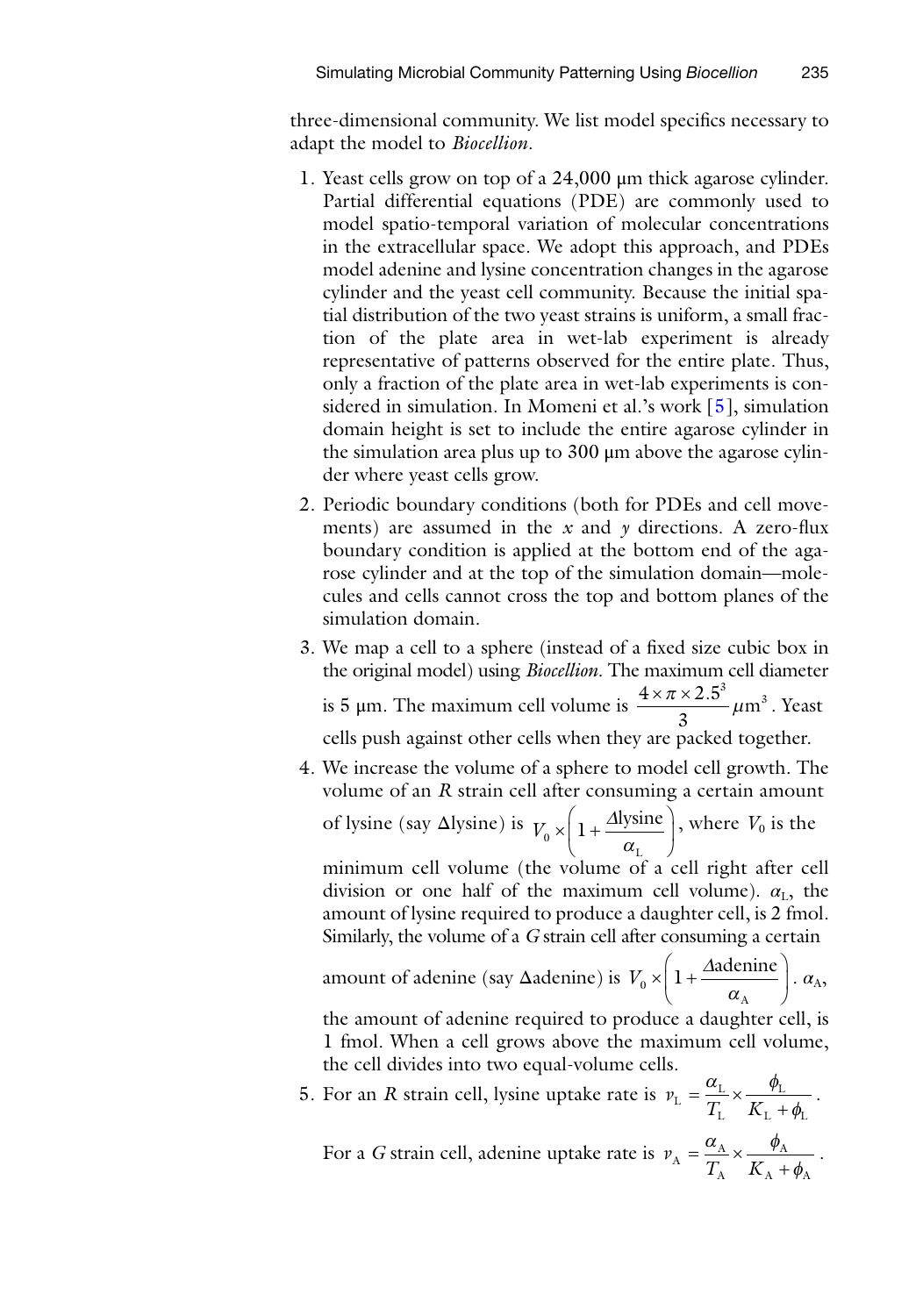three-dimensional community. We list model specifics necessary to adapt the model to *Biocellion*.

1. Yeast cells grow on top of a 24,000 μm thick agarose cylinder. Partial differential equations (PDE) are commonly used to model spatio-temporal variation of molecular concentrations in the extracellular space. We adopt this approach, and PDEs model adenine and lysine concentration changes in the agarose cylinder and the yeast cell community. Because the initial spatial distribution of the two yeast strains is uniform, a small fraction of the plate area in wet-lab experiment is already representative of patterns observed for the entire plate. Thus, only a fraction of the plate area in wet-lab experiments is considered in simulation. In Momeni et al.'s work [5], simulation domain height is set to include the entire agarose cylinder in the simulation area plus up to 300 μm above the agarose cylinder where yeast cells grow.
2. Periodic boundary conditions (both for PDEs and cell movements) are assumed in the $x$ and $y$ directions. A zero-flux boundary condition is applied at the bottom end of the agarose cylinder and at the top of the simulation domain—molecules and cells cannot cross the top and bottom planes of the simulation domain.
3. We map a cell to a sphere (instead of a fixed size cubic box in the original model) using *Biocellion*. The maximum cell diameter is 5 μm. The maximum cell volume is $\frac{4 \times \pi \times 2.5^3}{3} \mu\text{m}^3$. Yeast cells push against other cells when they are packed together.
4. We increase the volume of a sphere to model cell growth. The volume of an $R$ strain cell after consuming a certain amount of lysine (say Δlysine) is $V_0 \times \left(1 + \frac{\Delta\text{lysine}}{\alpha_L}\right)$, where $V_0$ is the minimum cell volume (the volume of a cell right after cell division or one half of the maximum cell volume). $\alpha_L$, the amount of lysine required to produce a daughter cell, is 2 fmol. Similarly, the volume of a $G$ strain cell after consuming a certain amount of adenine (say Δadenine) is $V_0 \times \left(1 + \frac{\Delta\text{adenine}}{\alpha_A}\right)$. $\alpha_A$, the amount of adenine required to produce a daughter cell, is 1 fmol. When a cell grows above the maximum cell volume, the cell divides into two equal-volume cells.
5. For an $R$ strain cell, lysine uptake rate is $v_L = \frac{\alpha_L}{T_L} \times \frac{\phi_L}{K_L + \phi_L}$.

   For a $G$ strain cell, adenine uptake rate is $v_A = \frac{\alpha_A}{T_A} \times \frac{\phi_A}{K_A + \phi_A}$.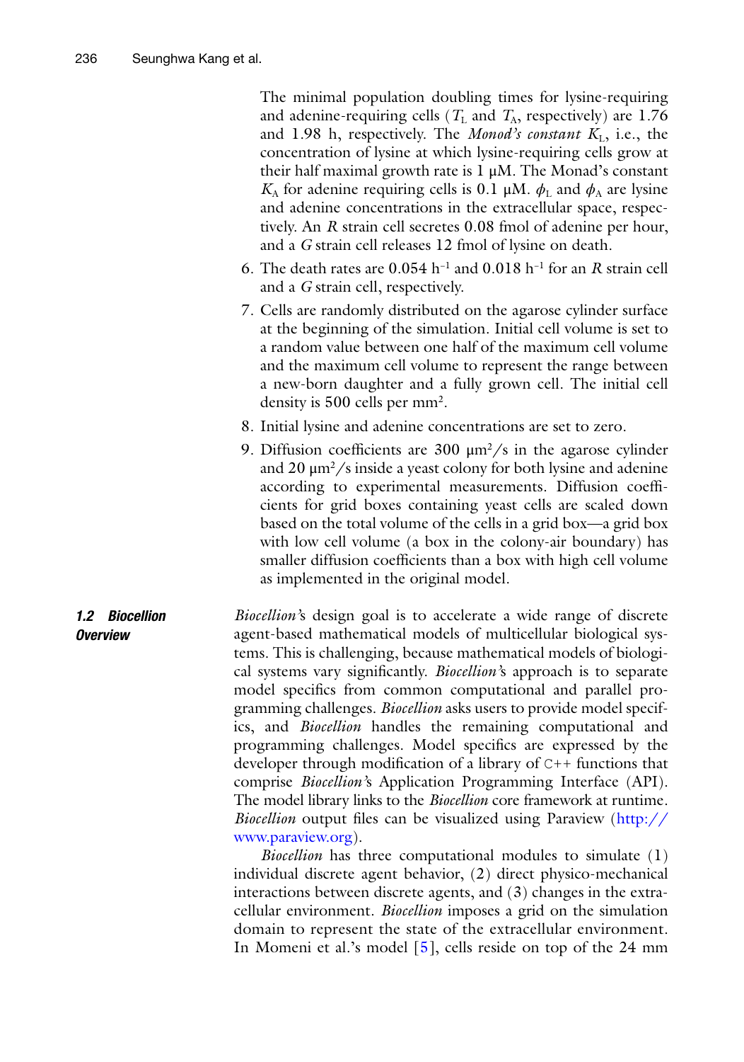The minimal population doubling times for lysine-requiring and adenine-requiring cells ($T_L$ and $T_A$, respectively) are 1.76 and 1.98 h, respectively. The *Monod's constant* $K_L$, i.e., the concentration of lysine at which lysine-requiring cells grow at their half maximal growth rate is 1 μM. The Monad's constant $K_A$ for adenine requiring cells is 0.1 μM. $\phi_L$ and $\phi_A$ are lysine and adenine concentrations in the extracellular space, respectively. An *R* strain cell secretes 0.08 fmol of adenine per hour, and a *G* strain cell releases 12 fmol of lysine on death.

6. The death rates are 0.054 $h^{-1}$ and 0.018 $h^{-1}$ for an *R* strain cell and a *G* strain cell, respectively.
7. Cells are randomly distributed on the agarose cylinder surface at the beginning of the simulation. Initial cell volume is set to a random value between one half of the maximum cell volume and the maximum cell volume to represent the range between a new-born daughter and a fully grown cell. The initial cell density is 500 cells per $mm^2$.
8. Initial lysine and adenine concentrations are set to zero.
9. Diffusion coefficients are 300 $μm^2/s$ in the agarose cylinder and 20 $μm^2/s$ inside a yeast colony for both lysine and adenine according to experimental measurements. Diffusion coefficients for grid boxes containing yeast cells are scaled down based on the total volume of the cells in a grid box—a grid box with low cell volume (a box in the colony-air boundary) has smaller diffusion coefficients than a box with high cell volume as implemented in the original model.

### 1.2 Biocellion Overview

*Biocellion*'s design goal is to accelerate a wide range of discrete agent-based mathematical models of multicellular biological systems. This is challenging, because mathematical models of biological systems vary significantly. *Biocellion*'s approach is to separate model specifics from common computational and parallel programming challenges. *Biocellion* asks users to provide model specifics, and *Biocellion* handles the remaining computational and programming challenges. Model specifics are expressed by the developer through modification of a library of C++ functions that comprise *Biocellion*'s Application Programming Interface (API). The model library links to the *Biocellion* core framework at runtime. *Biocellion* output files can be visualized using Paraview (http://www.paraview.org).

*Biocellion* has three computational modules to simulate (1) individual discrete agent behavior, (2) direct physico-mechanical interactions between discrete agents, and (3) changes in the extracellular environment. *Biocellion* imposes a grid on the simulation domain to represent the state of the extracellular environment. In Momeni et al.'s model [5], cells reside on top of the 24 mm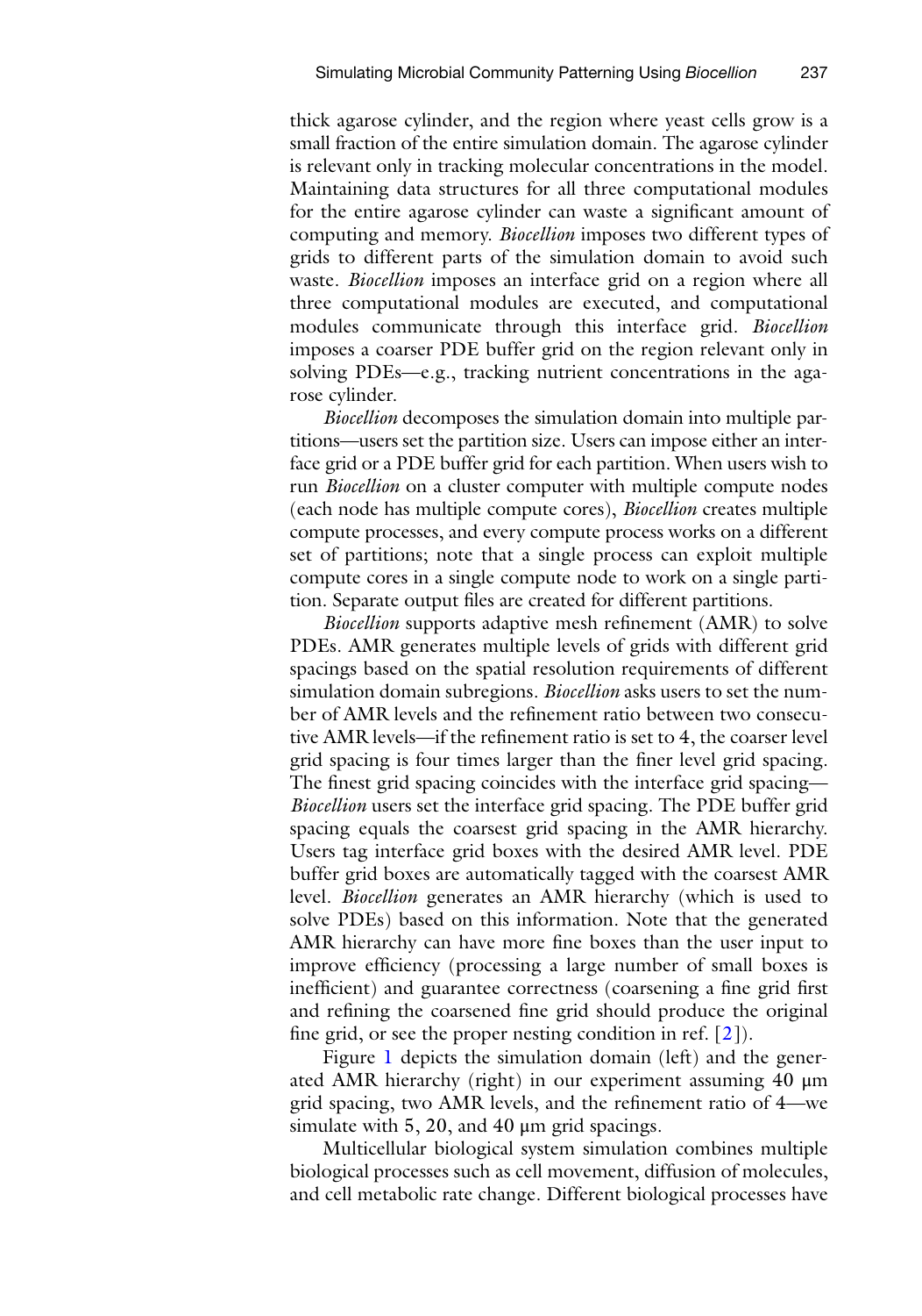thick agarose cylinder, and the region where yeast cells grow is a small fraction of the entire simulation domain. The agarose cylinder is relevant only in tracking molecular concentrations in the model. Maintaining data structures for all three computational modules for the entire agarose cylinder can waste a significant amount of computing and memory. *Biocellion* imposes two different types of grids to different parts of the simulation domain to avoid such waste. *Biocellion* imposes an interface grid on a region where all three computational modules are executed, and computational modules communicate through this interface grid. *Biocellion* imposes a coarser PDE buffer grid on the region relevant only in solving PDEs—e.g., tracking nutrient concentrations in the agarose cylinder.

*Biocellion* decomposes the simulation domain into multiple partitions—users set the partition size. Users can impose either an interface grid or a PDE buffer grid for each partition. When users wish to run *Biocellion* on a cluster computer with multiple compute nodes (each node has multiple compute cores), *Biocellion* creates multiple compute processes, and every compute process works on a different set of partitions; note that a single process can exploit multiple compute cores in a single compute node to work on a single partition. Separate output files are created for different partitions.

*Biocellion* supports adaptive mesh refinement (AMR) to solve PDEs. AMR generates multiple levels of grids with different grid spacings based on the spatial resolution requirements of different simulation domain subregions. *Biocellion* asks users to set the number of AMR levels and the refinement ratio between two consecutive AMR levels—if the refinement ratio is set to 4, the coarser level grid spacing is four times larger than the finer level grid spacing. The finest grid spacing coincides with the interface grid spacing—*Biocellion* users set the interface grid spacing. The PDE buffer grid spacing equals the coarsest grid spacing in the AMR hierarchy. Users tag interface grid boxes with the desired AMR level. PDE buffer grid boxes are automatically tagged with the coarsest AMR level. *Biocellion* generates an AMR hierarchy (which is used to solve PDEs) based on this information. Note that the generated AMR hierarchy can have more fine boxes than the user input to improve efficiency (processing a large number of small boxes is inefficient) and guarantee correctness (coarsening a fine grid first and refining the coarsened fine grid should produce the original fine grid, or see the proper nesting condition in ref. [2]).

Figure 1 depicts the simulation domain (left) and the generated AMR hierarchy (right) in our experiment assuming 40 μm grid spacing, two AMR levels, and the refinement ratio of 4—we simulate with 5, 20, and 40 μm grid spacings.

Multicellular biological system simulation combines multiple biological processes such as cell movement, diffusion of molecules, and cell metabolic rate change. Different biological processes have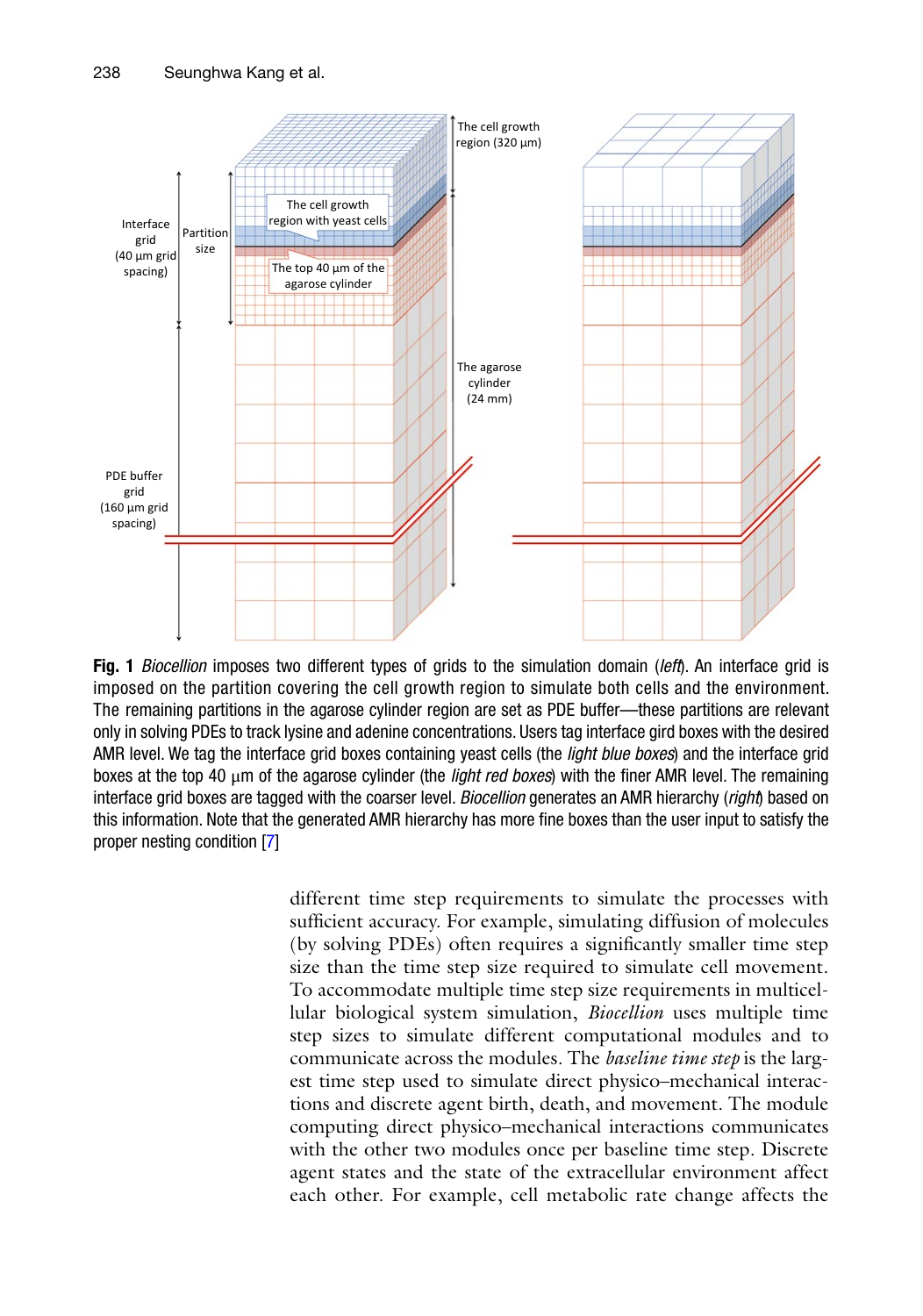Interface grid (40 μm grid spacing)

Partition size

The cell growth region with yeast cells

The top 40 μm of the agarose cylinder

The cell growth region (320 μm)

The agarose cylinder (24 mm)

PDE buffer grid (160 μm grid spacing)

**Fig. 1** *Biocellion* imposes two different types of grids to the simulation domain (*left*). An interface grid is imposed on the partition covering the cell growth region to simulate both cells and the environment. The remaining partitions in the agarose cylinder region are set as PDE buffer—these partitions are relevant only in solving PDEs to track lysine and adenine concentrations. Users tag interface gird boxes with the desired AMR level. We tag the interface grid boxes containing yeast cells (the *light blue boxes*) and the interface grid boxes at the top 40 μm of the agarose cylinder (the *light red boxes*) with the finer AMR level. The remaining interface grid boxes are tagged with the coarser level. *Biocellion* generates an AMR hierarchy (*right*) based on this information. Note that the generated AMR hierarchy has more fine boxes than the user input to satisfy the proper nesting condition [7]

different time step requirements to simulate the processes with sufficient accuracy. For example, simulating diffusion of molecules (by solving PDEs) often requires a significantly smaller time step size than the time step size required to simulate cell movement. To accommodate multiple time step size requirements in multicellular biological system simulation, *Biocellion* uses multiple time step sizes to simulate different computational modules and to communicate across the modules. The *baseline time step* is the largest time step used to simulate direct physico–mechanical interactions and discrete agent birth, death, and movement. The module computing direct physico–mechanical interactions communicates with the other two modules once per baseline time step. Discrete agent states and the state of the extracellular environment affect each other. For example, cell metabolic rate change affects the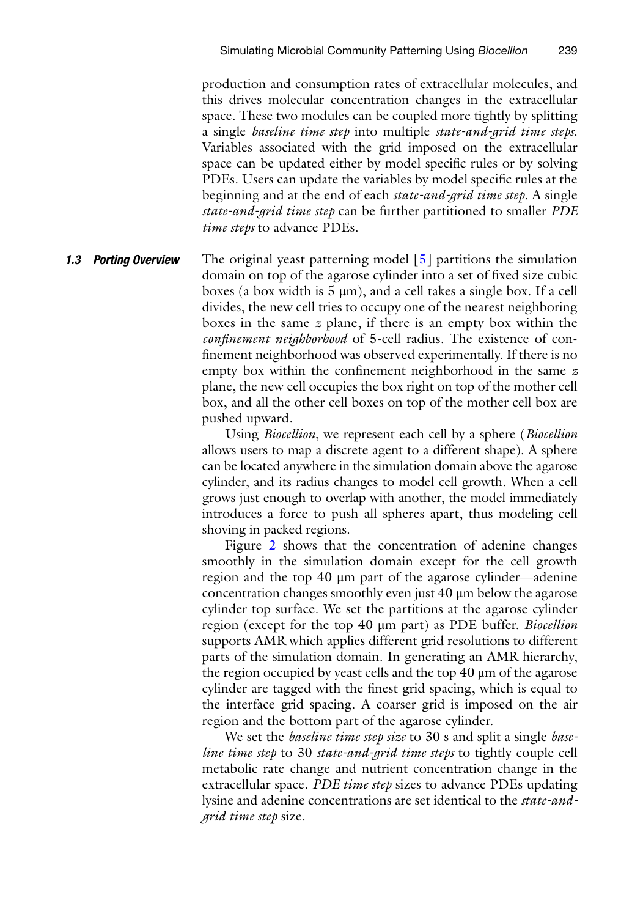production and consumption rates of extracellular molecules, and this drives molecular concentration changes in the extracellular space. These two modules can be coupled more tightly by splitting a single *baseline time step* into multiple *state-and-grid time steps.* Variables associated with the grid imposed on the extracellular space can be updated either by model specific rules or by solving PDEs. Users can update the variables by model specific rules at the beginning and at the end of each *state-and-grid time step*. A single *state-and-grid time step* can be further partitioned to smaller *PDE time steps* to advance PDEs.

### 1.3 Porting Overview

The original yeast patterning model [5] partitions the simulation domain on top of the agarose cylinder into a set of fixed size cubic boxes (a box width is 5 μm), and a cell takes a single box. If a cell divides, the new cell tries to occupy one of the nearest neighboring boxes in the same *z* plane, if there is an empty box within the *confinement neighborhood* of 5-cell radius. The existence of confinement neighborhood was observed experimentally. If there is no empty box within the confinement neighborhood in the same *z* plane, the new cell occupies the box right on top of the mother cell box, and all the other cell boxes on top of the mother cell box are pushed upward.

Using *Biocellion*, we represent each cell by a sphere (*Biocellion* allows users to map a discrete agent to a different shape). A sphere can be located anywhere in the simulation domain above the agarose cylinder, and its radius changes to model cell growth. When a cell grows just enough to overlap with another, the model immediately introduces a force to push all spheres apart, thus modeling cell shoving in packed regions.

Figure 2 shows that the concentration of adenine changes smoothly in the simulation domain except for the cell growth region and the top 40 μm part of the agarose cylinder—adenine concentration changes smoothly even just 40 μm below the agarose cylinder top surface. We set the partitions at the agarose cylinder region (except for the top 40 μm part) as PDE buffer. *Biocellion* supports AMR which applies different grid resolutions to different parts of the simulation domain. In generating an AMR hierarchy, the region occupied by yeast cells and the top 40 μm of the agarose cylinder are tagged with the finest grid spacing, which is equal to the interface grid spacing. A coarser grid is imposed on the air region and the bottom part of the agarose cylinder.

We set the *baseline time step size* to 30 s and split a single *baseline time step* to 30 *state-and-grid time steps* to tightly couple cell metabolic rate change and nutrient concentration change in the extracellular space. *PDE time step* sizes to advance PDEs updating lysine and adenine concentrations are set identical to the *state-and-grid time step* size.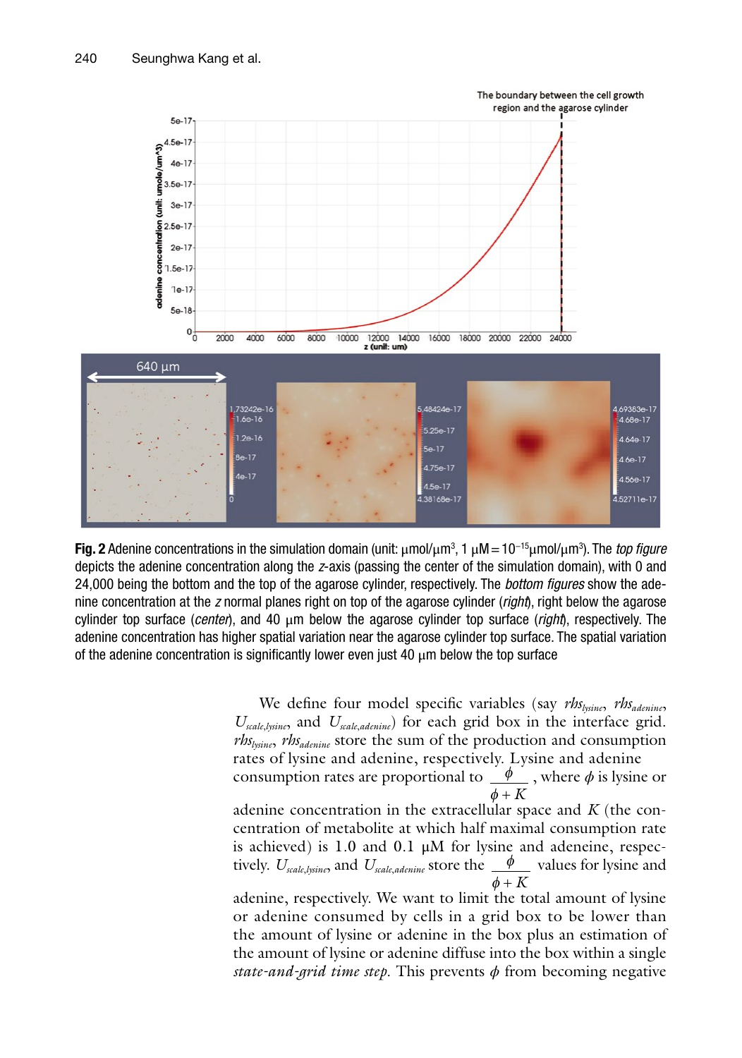**Fig. 2** Adenine concentrations in the simulation domain (unit: μmol/μm$^3$, 1 μM = $10^{-15}$μmol/μm$^3$). The *top figure* depicts the adenine concentration along the *z*-axis (passing the center of the simulation domain), with 0 and 24,000 being the bottom and the top of the agarose cylinder, respectively. The *bottom figures* show the adenine concentration at the *z* normal planes right on top of the agarose cylinder (*right*), right below the agarose cylinder top surface (*center*), and 40 μm below the agarose cylinder top surface (*right*), respectively. The adenine concentration has higher spatial variation near the agarose cylinder top surface. The spatial variation of the adenine concentration is significantly lower even just 40 μm below the top surface

We define four model specific variables (say $rhs_{lysine}$, $rhs_{adenine}$, $U_{scale,lysine}$, and $U_{scale,adenine}$) for each grid box in the interface grid. $rhs_{lysine}$, $rhs_{adenine}$ store the sum of the production and consumption rates of lysine and adenine, respectively. Lysine and adenine consumption rates are proportional to $\frac{\phi}{\phi + K}$, where $\phi$ is lysine or adenine concentration in the extracellular space and $K$ (the concentration of metabolite at which half maximal consumption rate is achieved) is 1.0 and 0.1 μM for lysine and adeneine, respectively. $U_{scale,lysine}$, and $U_{scale,adenine}$ store the $\frac{\phi}{\phi + K}$ values for lysine and adenine, respectively. We want to limit the total amount of lysine or adenine consumed by cells in a grid box to be lower than the amount of lysine or adenine in the box plus an estimation of the amount of lysine or adenine diffuse into the box within a single *state-and-grid time step*. This prevents $\phi$ from becoming negative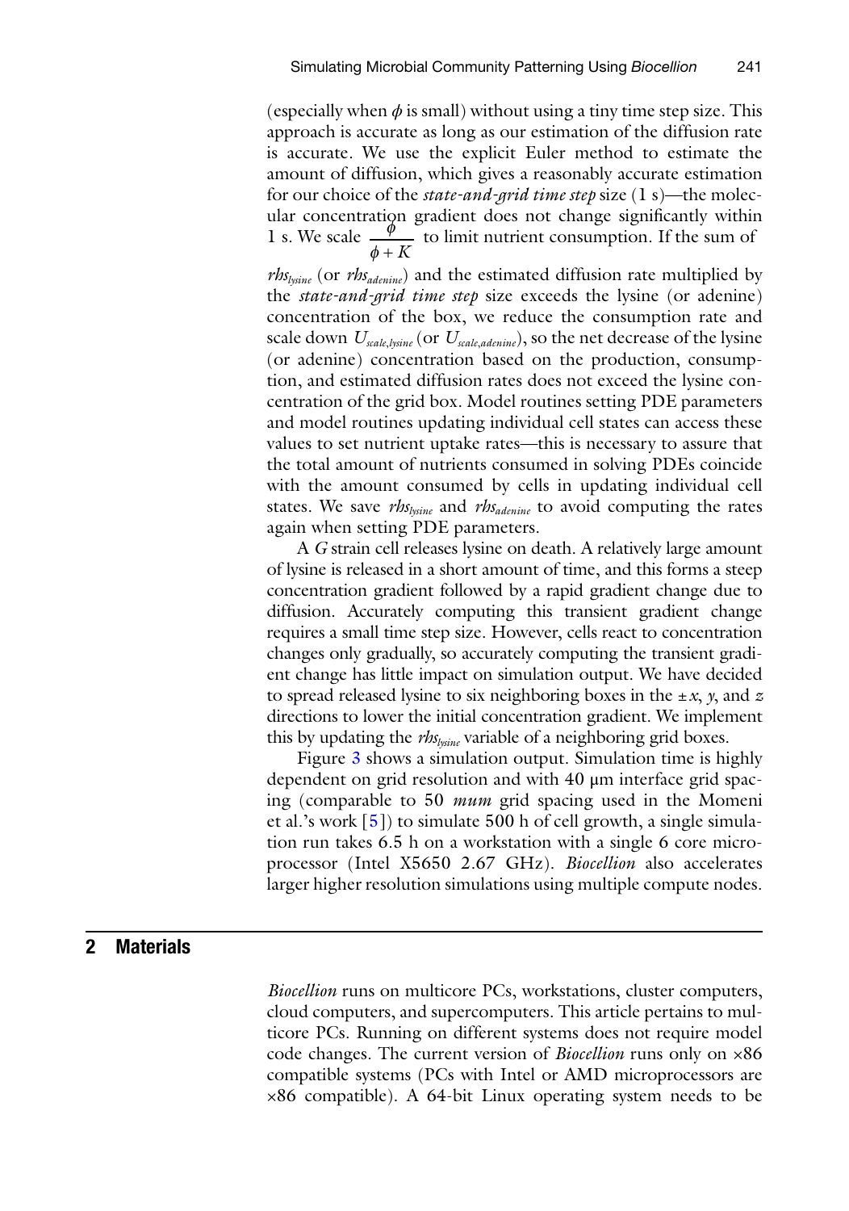(especially when $\phi$ is small) without using a tiny time step size. This approach is accurate as long as our estimation of the diffusion rate is accurate. We use the explicit Euler method to estimate the amount of diffusion, which gives a reasonably accurate estimation for our choice of the *state-and-grid time step* size (1 s)—the molecular concentration gradient does not change significantly within 1 s. We scale $\frac{\phi}{\phi + K}$ to limit nutrient consumption. If the sum of $rhs_{lysine}$ (or $rhs_{adenine}$) and the estimated diffusion rate multiplied by the *state-and-grid time step* size exceeds the lysine (or adenine) concentration of the box, we reduce the consumption rate and scale down $U_{scale,lysine}$ (or $U_{scale,adenine}$), so the net decrease of the lysine (or adenine) concentration based on the production, consumption, and estimated diffusion rates does not exceed the lysine concentration of the grid box. Model routines setting PDE parameters and model routines updating individual cell states can access these values to set nutrient uptake rates—this is necessary to assure that the total amount of nutrients consumed in solving PDEs coincide with the amount consumed by cells in updating individual cell states. We save $rhs_{lysine}$ and $rhs_{adenine}$ to avoid computing the rates again when setting PDE parameters.

A *G* strain cell releases lysine on death. A relatively large amount of lysine is released in a short amount of time, and this forms a steep concentration gradient followed by a rapid gradient change due to diffusion. Accurately computing this transient gradient change requires a small time step size. However, cells react to concentration changes only gradually, so accurately computing the transient gradient change has little impact on simulation output. We have decided to spread released lysine to six neighboring boxes in the ±*x*, *y*, and *z* directions to lower the initial concentration gradient. We implement this by updating the $rhs_{lysine}$ variable of a neighboring grid boxes.

Figure 3 shows a simulation output. Simulation time is highly dependent on grid resolution and with 40 μm interface grid spacing (comparable to 50 *mum* grid spacing used in the Momeni et al.'s work [5]) to simulate 500 h of cell growth, a single simulation run takes 6.5 h on a workstation with a single 6 core microprocessor (Intel X5650 2.67 GHz). *Biocellion* also accelerates larger higher resolution simulations using multiple compute nodes.

## 2 Materials

*Biocellion* runs on multicore PCs, workstations, cluster computers, cloud computers, and supercomputers. This article pertains to multicore PCs. Running on different systems does not require model code changes. The current version of *Biocellion* runs only on ×86 compatible systems (PCs with Intel or AMD microprocessors are ×86 compatible). A 64-bit Linux operating system needs to be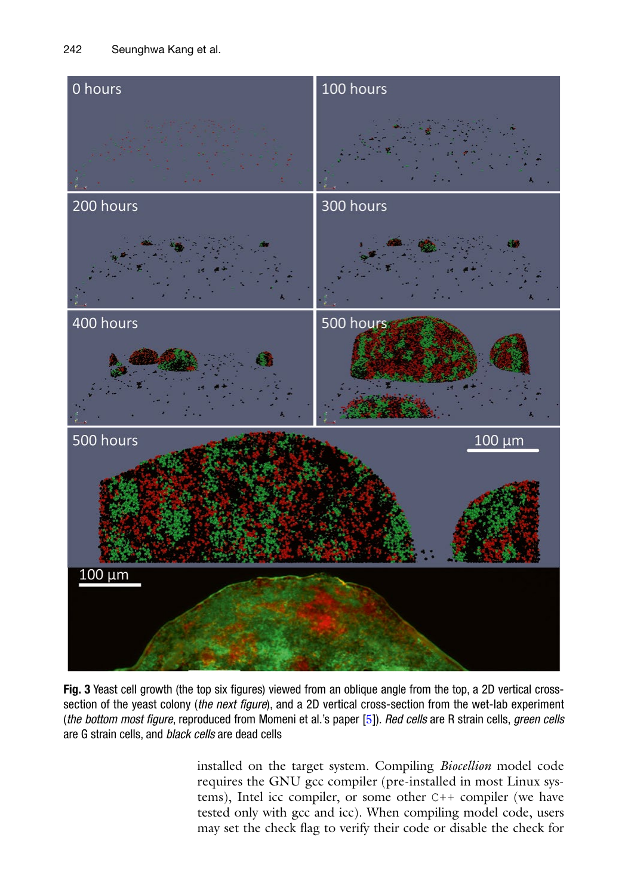**Fig. 3** Yeast cell growth (the top six figures) viewed from an oblique angle from the top, a 2D vertical cross-section of the yeast colony (*the next figure*), and a 2D vertical cross-section from the wet-lab experiment (*the bottom most figure*, reproduced from Momeni et al.'s paper [5]). *Red cells* are R strain cells, *green cells* are G strain cells, and *black cells* are dead cells

installed on the target system. Compiling *Biocellion* model code requires the GNU gcc compiler (pre-installed in most Linux systems), Intel icc compiler, or some other C++ compiler (we have tested only with gcc and icc). When compiling model code, users may set the check flag to verify their code or disable the check for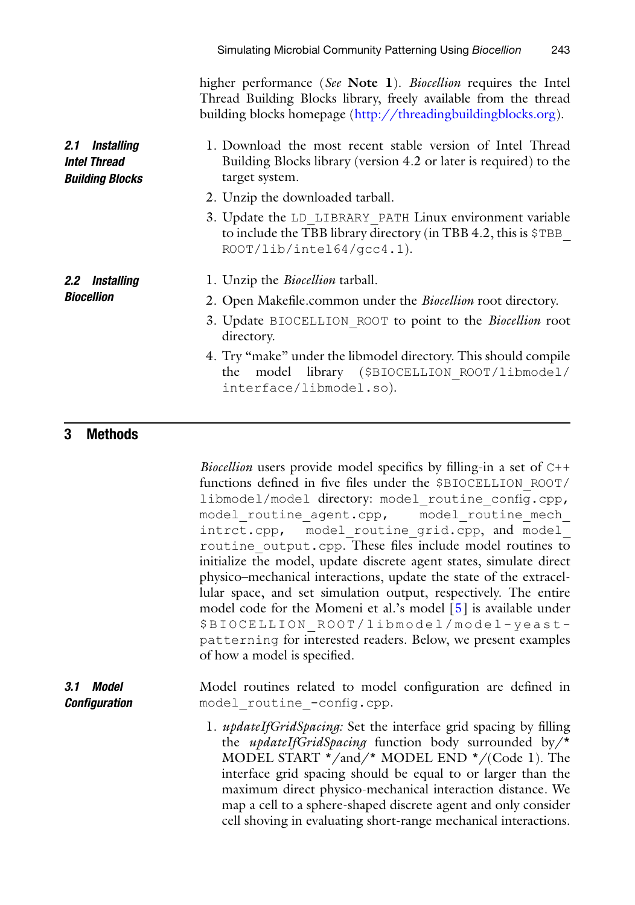higher performance (*See* **Note 1**). *Biocellion* requires the Intel Thread Building Blocks library, freely available from the thread building blocks homepage (http://threadingbuildingblocks.org).

### 2.1 Installing Intel Thread Building Blocks

1. Download the most recent stable version of Intel Thread Building Blocks library (version 4.2 or later is required) to the target system.
2. Unzip the downloaded tarball.
3. Update the `LD_LIBRARY_PATH` Linux environment variable to include the TBB library directory (in TBB 4.2, this is `$TBB_ROOT/lib/intel64/gcc4.1`).

### 2.2 Installing Biocellion

1. Unzip the *Biocellion* tarball.
2. Open Makefile.common under the *Biocellion* root directory.
3. Update `BIOCELLION_ROOT` to point to the *Biocellion* root directory.
4. Try "make" under the libmodel directory. This should compile the model library (`$BIOCELLION_ROOT/libmodel/interface/libmodel.so`).

## 3 Methods

*Biocellion* users provide model specifics by filling-in a set of `C++` functions defined in five files under the `$BIOCELLION_ROOT/libmodel/model` directory: `model_routine_config.cpp`, `model_routine_agent.cpp`, `model_routine_mech_intrct.cpp`, `model_routine_grid.cpp`, and `model_routine_output.cpp`. These files include model routines to initialize the model, update discrete agent states, simulate direct physico–mechanical interactions, update the state of the extracellular space, and set simulation output, respectively. The entire model code for the Momeni et al.'s model [5] is available under `$BIOCELLION_ROOT/libmodel/model-yeast-patterning` for interested readers. Below, we present examples of how a model is specified.

### 3.1 Model Configuration

Model routines related to model configuration are defined in `model_routine_-config.cpp`.

1. *updateIfGridSpacing:* Set the interface grid spacing by filling the *updateIfGridSpacing* function body surrounded by/* MODEL START */and/* MODEL END */(Code 1). The interface grid spacing should be equal to or larger than the maximum direct physico-mechanical interaction distance. We map a cell to a sphere-shaped discrete agent and only consider cell shoving in evaluating short-range mechanical interactions.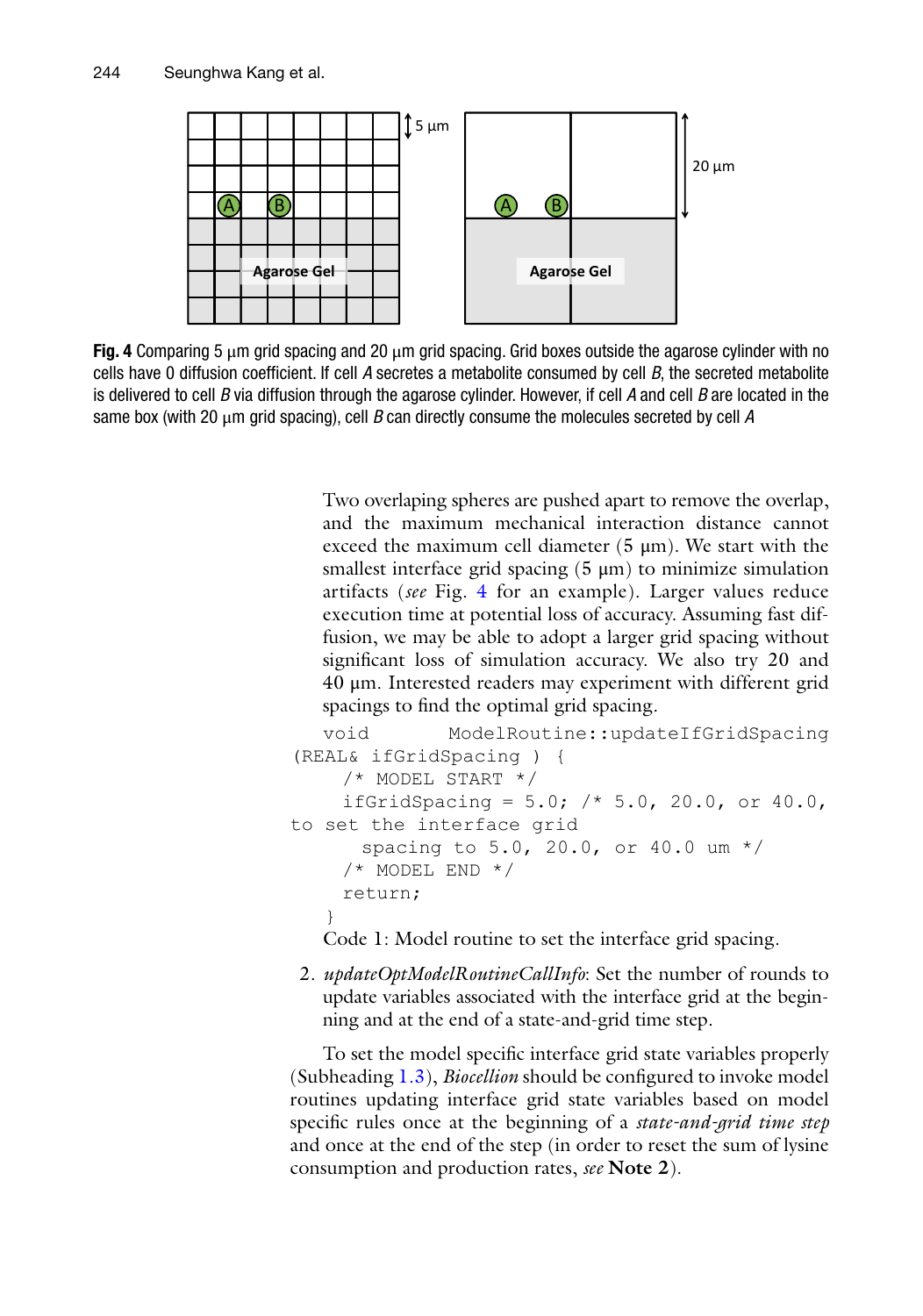**Fig. 4** Comparing 5 μm grid spacing and 20 μm grid spacing. Grid boxes outside the agarose cylinder with no cells have 0 diffusion coefficient. If cell *A* secretes a metabolite consumed by cell *B*, the secreted metabolite is delivered to cell *B* via diffusion through the agarose cylinder. However, if cell *A* and cell *B* are located in the same box (with 20 μm grid spacing), cell *B* can directly consume the molecules secreted by cell *A*

Two overlaping spheres are pushed apart to remove the overlap, and the maximum mechanical interaction distance cannot exceed the maximum cell diameter (5 μm). We start with the smallest interface grid spacing (5 μm) to minimize simulation artifacts (*see* Fig. 4 for an example). Larger values reduce execution time at potential loss of accuracy. Assuming fast diffusion, we may be able to adopt a larger grid spacing without significant loss of simulation accuracy. We also try 20 and 40 μm. Interested readers may experiment with different grid spacings to find the optimal grid spacing.

```
void ModelRoutine::updateIfGridSpacing
(REAL& ifGridSpacing ) {
    /* MODEL START */
    ifGridSpacing = 5.0; /* 5.0, 20.0, or 40.0,
to set the interface grid
      spacing to 5.0, 20.0, or 40.0 um */
    /* MODEL END */
    return;
}
```

Code 1: Model routine to set the interface grid spacing.

2. *updateOptModelRoutineCallInfo*: Set the number of rounds to update variables associated with the interface grid at the beginning and at the end of a state-and-grid time step.

To set the model specific interface grid state variables properly (Subheading 1.3), *Biocellion* should be configured to invoke model routines updating interface grid state variables based on model specific rules once at the beginning of a *state-and-grid time step* and once at the end of the step (in order to reset the sum of lysine consumption and production rates, *see* **Note 2**).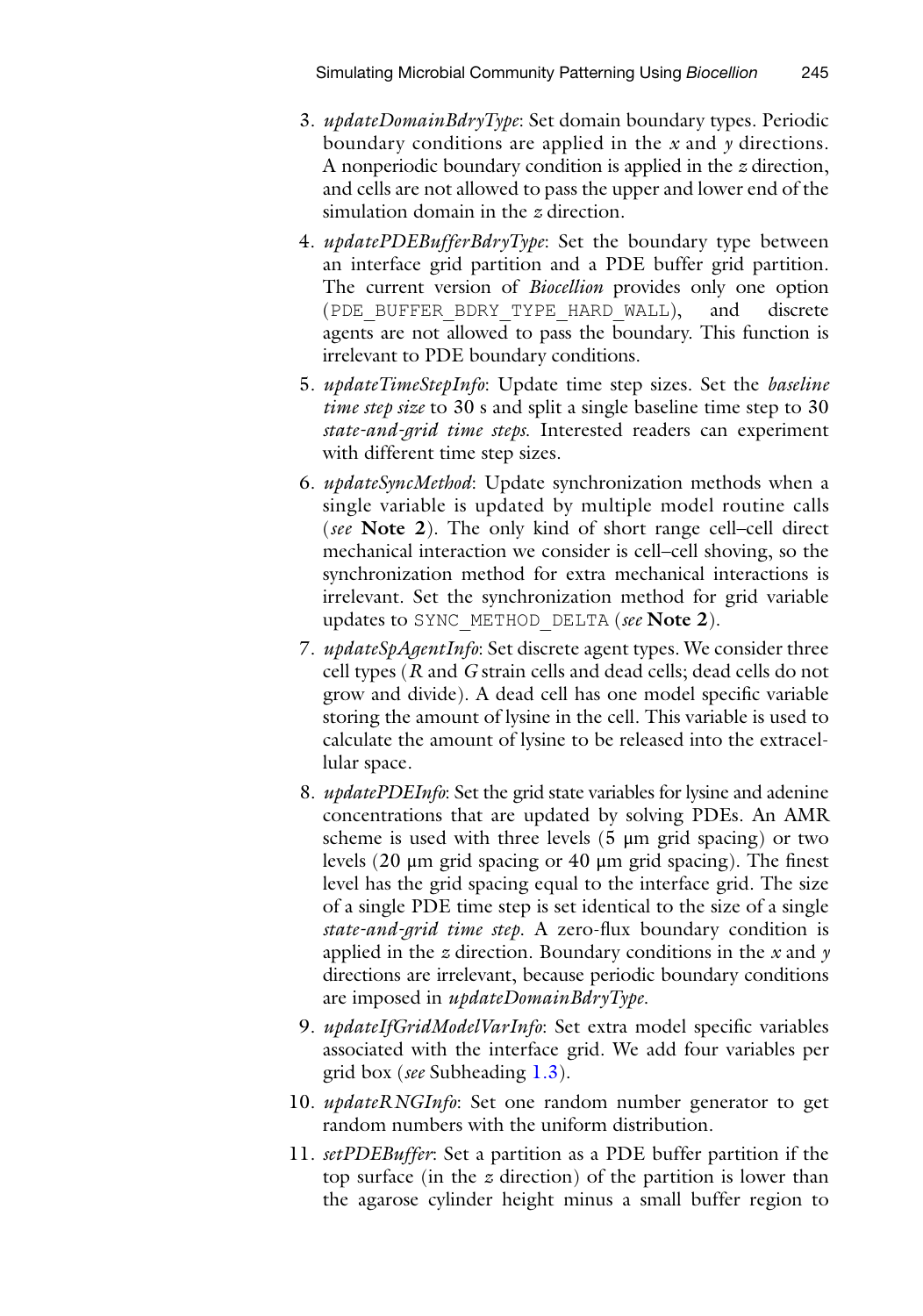3. *updateDomainBdryType*: Set domain boundary types. Periodic boundary conditions are applied in the *x* and *y* directions. A nonperiodic boundary condition is applied in the *z* direction, and cells are not allowed to pass the upper and lower end of the simulation domain in the *z* direction.
4. *updatePDEBufferBdryType*: Set the boundary type between an interface grid partition and a PDE buffer grid partition. The current version of *Biocellion* provides only one option (`PDE_BUFFER_BDRY_TYPE_HARD_WALL`), and discrete agents are not allowed to pass the boundary. This function is irrelevant to PDE boundary conditions.
5. *updateTimeStepInfo*: Update time step sizes. Set the *baseline time step size* to 30 s and split a single baseline time step to 30 *state-and-grid time steps*. Interested readers can experiment with different time step sizes.
6. *updateSyncMethod*: Update synchronization methods when a single variable is updated by multiple model routine calls (*see* **Note 2**). The only kind of short range cell–cell direct mechanical interaction we consider is cell–cell shoving, so the synchronization method for extra mechanical interactions is irrelevant. Set the synchronization method for grid variable updates to `SYNC_METHOD_DELTA` (*see* **Note 2**).
7. *updateSpAgentInfo*: Set discrete agent types. We consider three cell types (*R* and *G* strain cells and dead cells; dead cells do not grow and divide). A dead cell has one model specific variable storing the amount of lysine in the cell. This variable is used to calculate the amount of lysine to be released into the extracellular space.
8. *updatePDEInfo*: Set the grid state variables for lysine and adenine concentrations that are updated by solving PDEs. An AMR scheme is used with three levels (5 μm grid spacing) or two levels (20 μm grid spacing or 40 μm grid spacing). The finest level has the grid spacing equal to the interface grid. The size of a single PDE time step is set identical to the size of a single *state-and-grid time step*. A zero-flux boundary condition is applied in the *z* direction. Boundary conditions in the *x* and *y* directions are irrelevant, because periodic boundary conditions are imposed in *updateDomainBdryType*.
9. *updateIfGridModelVarInfo*: Set extra model specific variables associated with the interface grid. We add four variables per grid box (*see* Subheading 1.3).
10. *updateRNGInfo*: Set one random number generator to get random numbers with the uniform distribution.
11. *setPDEBuffer*: Set a partition as a PDE buffer partition if the top surface (in the *z* direction) of the partition is lower than the agarose cylinder height minus a small buffer region to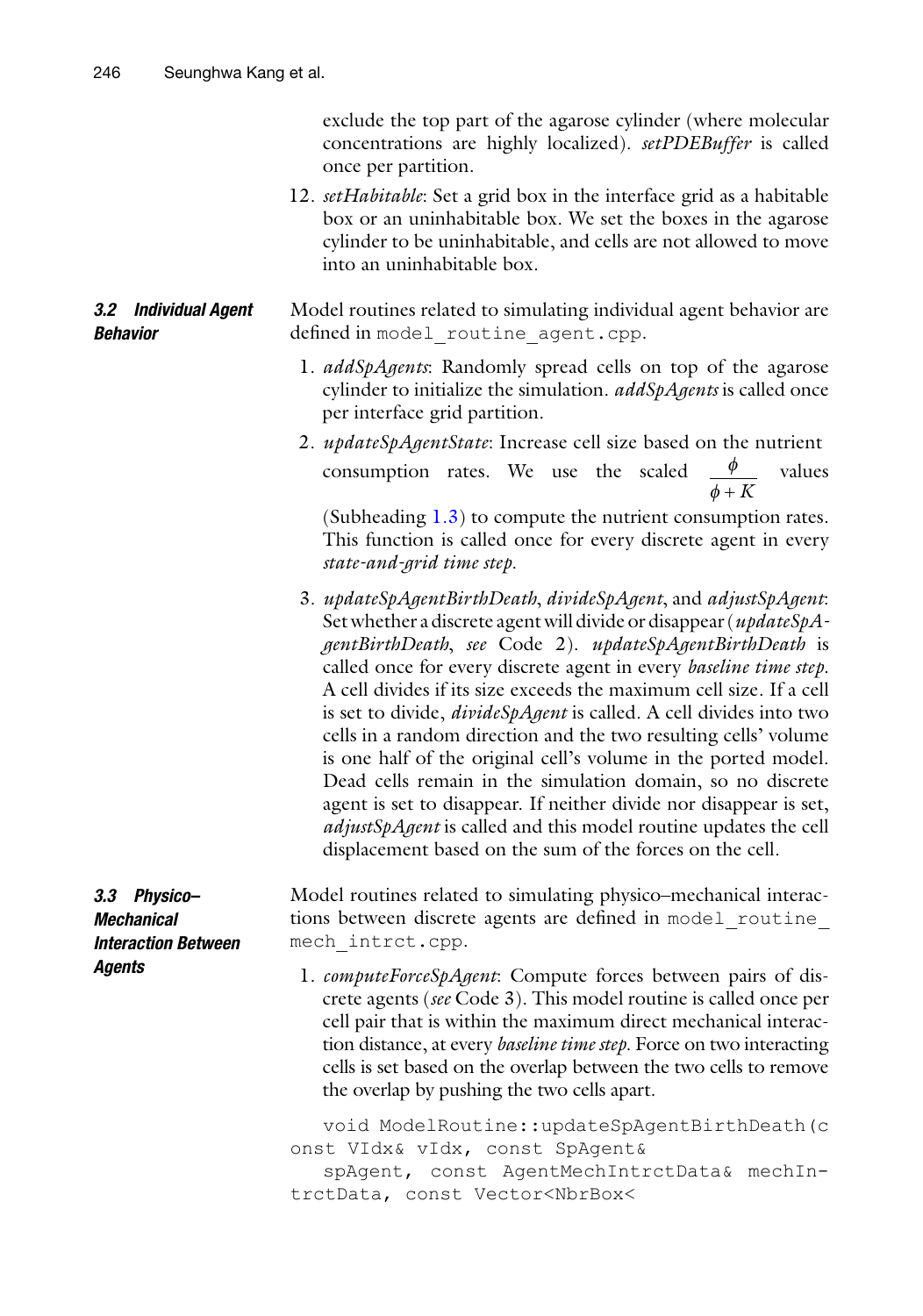exclude the top part of the agarose cylinder (where molecular concentrations are highly localized). *setPDEBuffer* is called once per partition.

12. *setHabitable*: Set a grid box in the interface grid as a habitable box or an uninhabitable box. We set the boxes in the agarose cylinder to be uninhabitable, and cells are not allowed to move into an uninhabitable box.

### 3.2 Individual Agent Behavior

Model routines related to simulating individual agent behavior are defined in `model_routine_agent.cpp`.

1. *addSpAgents*: Randomly spread cells on top of the agarose cylinder to initialize the simulation. *addSpAgents* is called once per interface grid partition.
2. *updateSpAgentState*: Increase cell size based on the nutrient consumption rates. We use the scaled $\frac{\phi}{\phi + K}$ values (Subheading 1.3) to compute the nutrient consumption rates. This function is called once for every discrete agent in every *state-and-grid time step*.
3. *updateSpAgentBirthDeath*, *divideSpAgent*, and *adjustSpAgent*: Set whether a discrete agent will divide or disappear (*updateSpAgentBirthDeath*, *see* Code 2). *updateSpAgentBirthDeath* is called once for every discrete agent in every *baseline time step*. A cell divides if its size exceeds the maximum cell size. If a cell is set to divide, *divideSpAgent* is called. A cell divides into two cells in a random direction and the two resulting cells' volume is one half of the original cell's volume in the ported model. Dead cells remain in the simulation domain, so no discrete agent is set to disappear. If neither divide nor disappear is set, *adjustSpAgent* is called and this model routine updates the cell displacement based on the sum of the forces on the cell.

### 3.3 Physico–Mechanical Interaction Between Agents

Model routines related to simulating physico–mechanical interactions between discrete agents are defined in `model_routine_mech_intrct.cpp`.

1. *computeForceSpAgent*: Compute forces between pairs of discrete agents (*see* Code 3). This model routine is called once per cell pair that is within the maximum direct mechanical interaction distance, at every *baseline time step*. Force on two interacting cells is set based on the overlap between the two cells to remove the overlap by pushing the two cells apart.

```
void ModelRoutine::updateSpAgentBirthDeath(const VIdx& vIdx, const SpAgent&
spAgent, const AgentMechIntrctData& mechIntrctData, const Vector<NbrBox<
```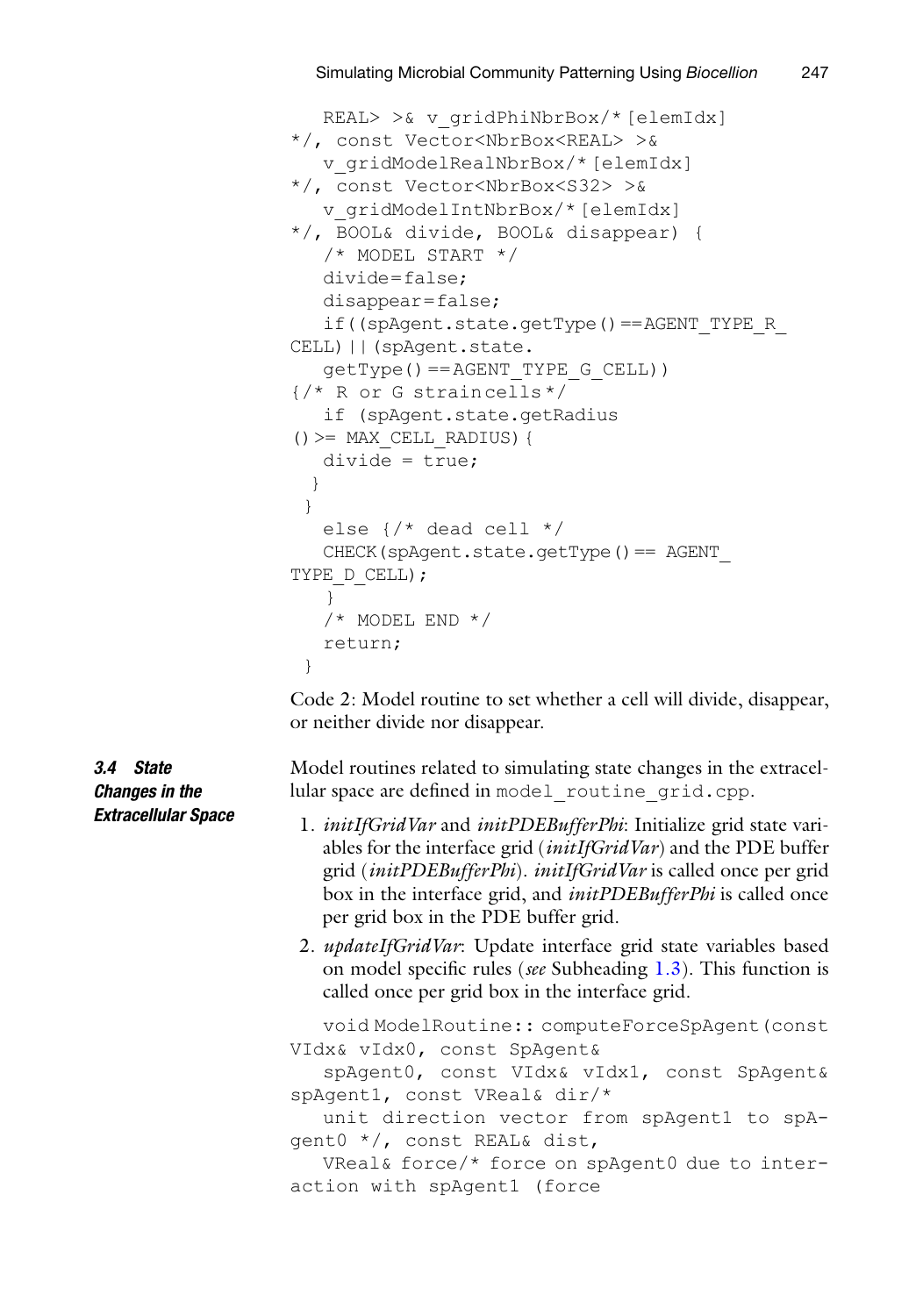```
   REAL> >& v_gridPhiNbrBox/*[elemIdx]
*/, const Vector<NbrBox<REAL> >&
   v_gridModelRealNbrBox/*[elemIdx]
*/, const Vector<NbrBox<S32> >&
   v_gridModelIntNbrBox/*[elemIdx]
*/, BOOL& divide, BOOL& disappear) {
   /* MODEL START */
   divide=false;
   disappear=false;
   if((spAgent.state.getType()==AGENT_TYPE_R_
CELL)||(spAgent.state.
   getType()==AGENT_TYPE_G_CELL))
{/* R or G straincells*/
   if (spAgent.state.getRadius
()>= MAX_CELL_RADIUS){
   divide = true;
  }
 }
   else {/* dead cell */
   CHECK(spAgent.state.getType()== AGENT_
TYPE_D_CELL);
   }
   /* MODEL END */
   return;
 }
```

Code 2: Model routine to set whether a cell will divide, disappear, or neither divide nor disappear.

### 3.4 State Changes in the Extracellular Space

Model routines related to simulating state changes in the extracellular space are defined in `model_routine_grid.cpp`.

1. *initIfGridVar* and *initPDEBufferPhi*: Initialize grid state variables for the interface grid (*initIfGridVar*) and the PDE buffer grid (*initPDEBufferPhi*). *initIfGridVar* is called once per grid box in the interface grid, and *initPDEBufferPhi* is called once per grid box in the PDE buffer grid.
2. *updateIfGridVar*: Update interface grid state variables based on model specific rules (*see* Subheading 1.3). This function is called once per grid box in the interface grid.

```
   void ModelRoutine:: computeForceSpAgent(const
VIdx& vIdx0, const SpAgent&
   spAgent0, const VIdx& vIdx1, const SpAgent&
spAgent1, const VReal& dir/*
   unit direction vector from spAgent1 to spA-
gent0 */, const REAL& dist,
   VReal& force/* force on spAgent0 due to inter-
action with spAgent1 (force
```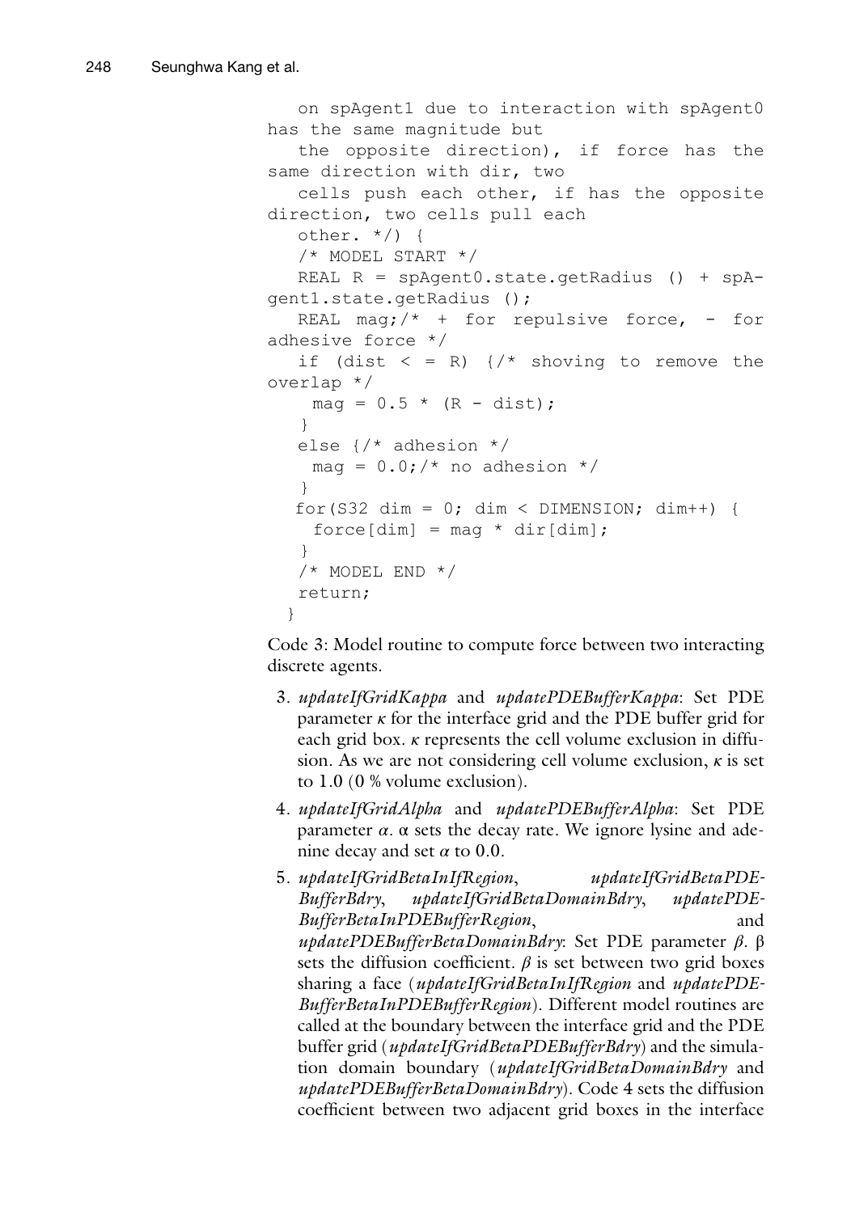```
   on spAgent1 due to interaction with spAgent0
has the same magnitude but
   the opposite direction), if force has the
same direction with dir, two
   cells push each other, if has the opposite
direction, two cells pull each
   other. */) {
   /* MODEL START */
   REAL R = spAgent0.state.getRadius () + spA-
gent1.state.getRadius ();
   REAL mag;/* + for repulsive force, - for
adhesive force */
   if (dist < = R) {/* shoving to remove the
overlap */
    mag = 0.5 * (R - dist);
   }
   else {/* adhesion */
    mag = 0.0;/* no adhesion */
   }
   for(S32 dim = 0; dim < DIMENSION; dim++) {
    force[dim] = mag * dir[dim];
   }
   /* MODEL END */
   return;
  }
```

Code 3: Model routine to compute force between two interacting discrete agents.

3. *updateIfGridKappa* and *updatePDEBufferKappa*: Set PDE parameter $\kappa$ for the interface grid and the PDE buffer grid for each grid box. $\kappa$ represents the cell volume exclusion in diffusion. As we are not considering cell volume exclusion, $\kappa$ is set to 1.0 (0 % volume exclusion).
4. *updateIfGridAlpha* and *updatePDEBufferAlpha*: Set PDE parameter $\alpha$. $\alpha$ sets the decay rate. We ignore lysine and adenine decay and set $\alpha$ to 0.0.
5. *updateIfGridBetaInIfRegion*, *updateIfGridBetaPDEBufferBdry*, *updateIfGridBetaDomainBdry*, *updatePDEBufferBetaInPDEBufferRegion*, and *updatePDEBufferBetaDomainBdry*: Set PDE parameter $\beta$. $\beta$ sets the diffusion coefficient. $\beta$ is set between two grid boxes sharing a face (*updateIfGridBetaInIfRegion* and *updatePDEBufferBetaInPDEBufferRegion*). Different model routines are called at the boundary between the interface grid and the PDE buffer grid (*updateIfGridBetaPDEBufferBdry*) and the simulation domain boundary (*updateIfGridBetaDomainBdry* and *updatePDEBufferBetaDomainBdry*). Code 4 sets the diffusion coefficient between two adjacent grid boxes in the interface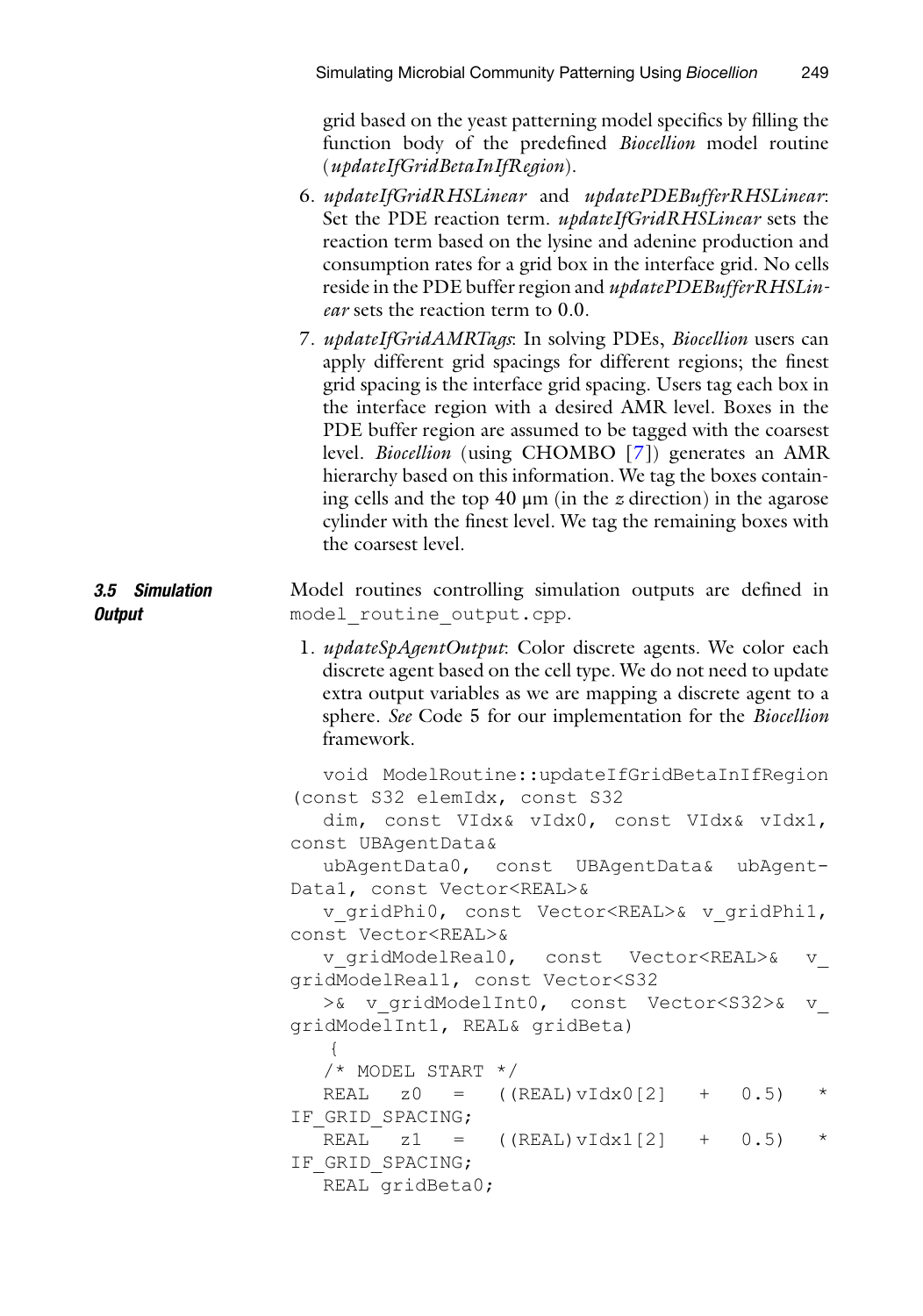grid based on the yeast patterning model specifics by filling the function body of the predefined *Biocellion* model routine (*updateIfGridBetaInIfRegion*).

6. *updateIfGridRHSLinear* and *updatePDEBufferRHSLinear*: Set the PDE reaction term. *updateIfGridRHSLinear* sets the reaction term based on the lysine and adenine production and consumption rates for a grid box in the interface grid. No cells reside in the PDE buffer region and *updatePDEBufferRHSLinear* sets the reaction term to 0.0.
7. *updateIfGridAMRTags*: In solving PDEs, *Biocellion* users can apply different grid spacings for different regions; the finest grid spacing is the interface grid spacing. Users tag each box in the interface region with a desired AMR level. Boxes in the PDE buffer region are assumed to be tagged with the coarsest level. *Biocellion* (using CHOMBO [7]) generates an AMR hierarchy based on this information. We tag the boxes containing cells and the top 40 μm (in the *z* direction) in the agarose cylinder with the finest level. We tag the remaining boxes with the coarsest level.

### 3.5 Simulation Output

Model routines controlling simulation outputs are defined in `model_routine_output.cpp`.

1. *updateSpAgentOutput*: Color discrete agents. We color each discrete agent based on the cell type. We do not need to update extra output variables as we are mapping a discrete agent to a sphere. *See* Code 5 for our implementation for the *Biocellion* framework.

```
void ModelRoutine::updateIfGridBetaInIfRegion
(const S32 elemIdx, const S32
dim, const VIdx& vIdx0, const VIdx& vIdx1,
const UBAgentData&
ubAgentData0, const UBAgentData& ubAgent-
Data1, const Vector<REAL>&
v_gridPhi0, const Vector<REAL>& v_gridPhi1,
const Vector<REAL>&
v_gridModelReal0, const Vector<REAL>& v_
gridModelReal1, const Vector<S32
>& v_gridModelInt0, const Vector<S32>& v_
gridModelInt1, REAL& gridBeta)
{
/* MODEL START */
REAL z0 = ((REAL)vIdx0[2] + 0.5) *
IF_GRID_SPACING;
REAL z1 = ((REAL)vIdx1[2] + 0.5) *
IF_GRID_SPACING;
REAL gridBeta0;
```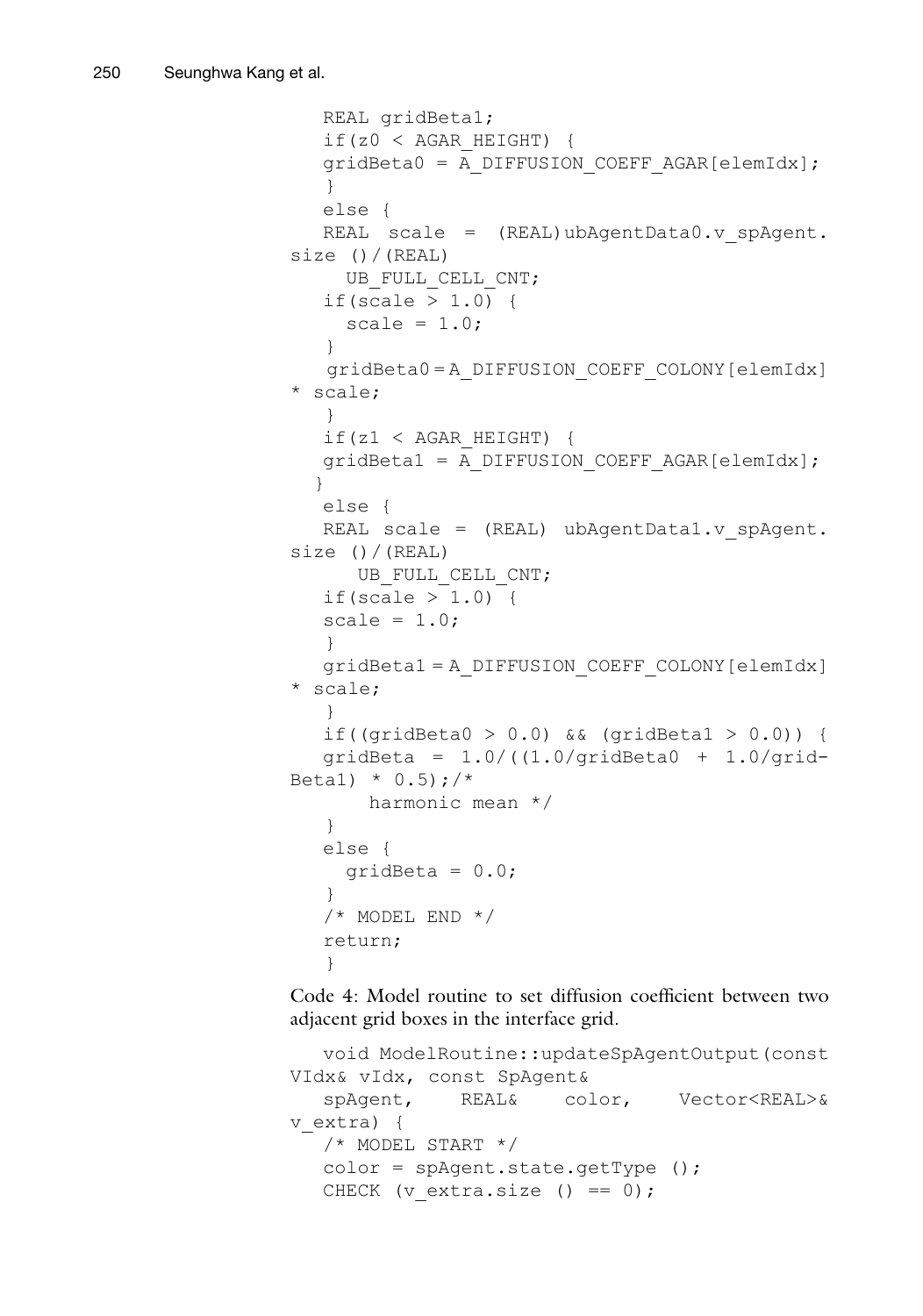```
REAL gridBeta1;
if(z0 < AGAR_HEIGHT) {
gridBeta0 = A_DIFFUSION_COEFF_AGAR[elemIdx];
}
else {
REAL scale = (REAL)ubAgentData0.v_spAgent.size ()/(REAL)
  UB_FULL_CELL_CNT;
if(scale > 1.0) {
  scale = 1.0;
}
gridBeta0 = A_DIFFUSION_COEFF_COLONY[elemIdx] * scale;
}
if(z1 < AGAR_HEIGHT) {
gridBeta1 = A_DIFFUSION_COEFF_AGAR[elemIdx];
}
else {
REAL scale = (REAL) ubAgentData1.v_spAgent.size ()/(REAL)
   UB_FULL_CELL_CNT;
if(scale > 1.0) {
scale = 1.0;
}
gridBeta1 = A_DIFFUSION_COEFF_COLONY[elemIdx] * scale;
}
if((gridBeta0 > 0.0) && (gridBeta1 > 0.0)) {
gridBeta = 1.0/((1.0/gridBeta0 + 1.0/gridBeta1) * 0.5);/*
    harmonic mean */
}
else {
  gridBeta = 0.0;
}
/* MODEL END */
return;
}
```

Code 4: Model routine to set diffusion coefficient between two adjacent grid boxes in the interface grid.

```
void ModelRoutine::updateSpAgentOutput(const VIdx& vIdx, const SpAgent&
spAgent, REAL& color, Vector<REAL>& v_extra) {
/* MODEL START */
color = spAgent.state.getType ();
CHECK (v_extra.size () == 0);
```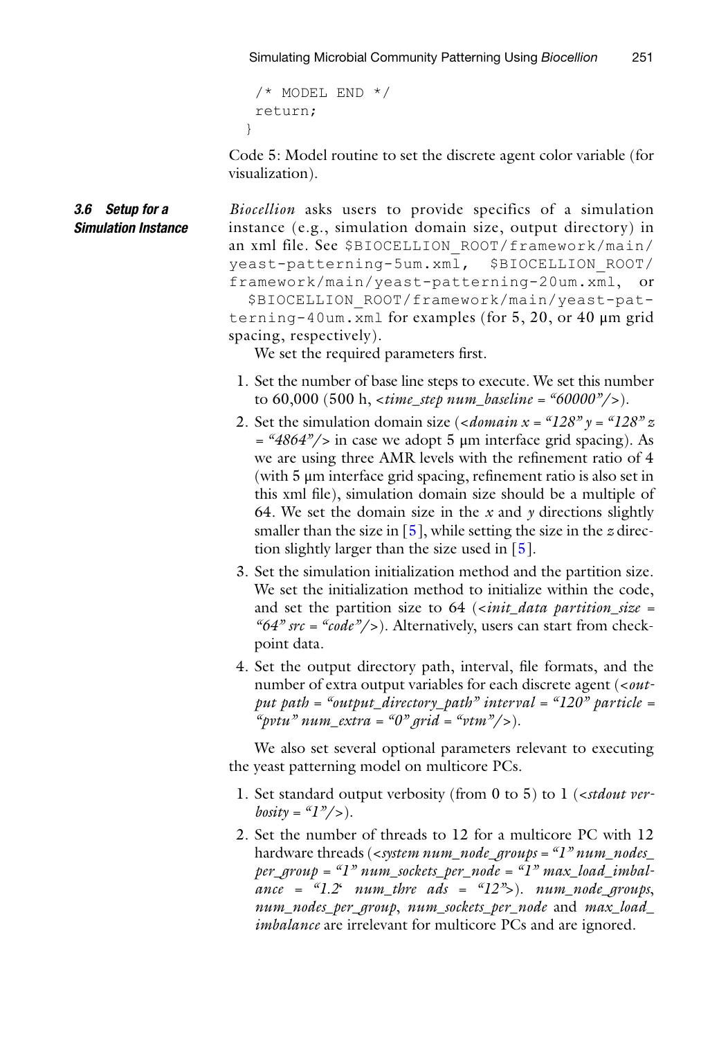```
  /* MODEL END */
  return;
}
```

Code 5: Model routine to set the discrete agent color variable (for visualization).

### 3.6 Setup for a Simulation Instance

*Biocellion* asks users to provide specifics of a simulation instance (e.g., simulation domain size, output directory) in an xml file. See `$BIOCELLION_ROOT/framework/main/yeast-patterning-5um.xml`, `$BIOCELLION_ROOT/framework/main/yeast-patterning-20um.xml`, or `$BIOCELLION_ROOT/framework/main/yeast-patterning-40um.xml` for examples (for 5, 20, or 40 μm grid spacing, respectively).

We set the required parameters first.

1. Set the number of base line steps to execute. We set this number to 60,000 (500 h, *<time_step num_baseline = "60000"/>*).
2. Set the simulation domain size (*<domain x = "128" y = "128" z = "4864"/>* in case we adopt 5 μm interface grid spacing). As we are using three AMR levels with the refinement ratio of 4 (with 5 μm interface grid spacing, refinement ratio is also set in this xml file), simulation domain size should be a multiple of 64. We set the domain size in the *x* and *y* directions slightly smaller than the size in [5], while setting the size in the *z* direction slightly larger than the size used in [5].
3. Set the simulation initialization method and the partition size. We set the initialization method to initialize within the code, and set the partition size to 64 (*<init_data partition_size = "64" src = "code"/>*). Alternatively, users can start from checkpoint data.
4. Set the output directory path, interval, file formats, and the number of extra output variables for each discrete agent (*<output path = "output_directory_path" interval = "120" particle = "pvtu" num_extra = "0" grid = "vtm"/>*).

We also set several optional parameters relevant to executing the yeast patterning model on multicore PCs.

1. Set standard output verbosity (from 0 to 5) to 1 (*<stdout verbosity = "1"/>*).
2. Set the number of threads to 12 for a multicore PC with 12 hardware threads (*<system num_node_groups = "1" num_nodes_per_group = "1" num_sockets_per_node = "1" max_load_imbalance = "1.2' num_thre ads = "12">*). *num_node_groups*, *num_nodes_per_group*, *num_sockets_per_node* and *max_load_imbalance* are irrelevant for multicore PCs and are ignored.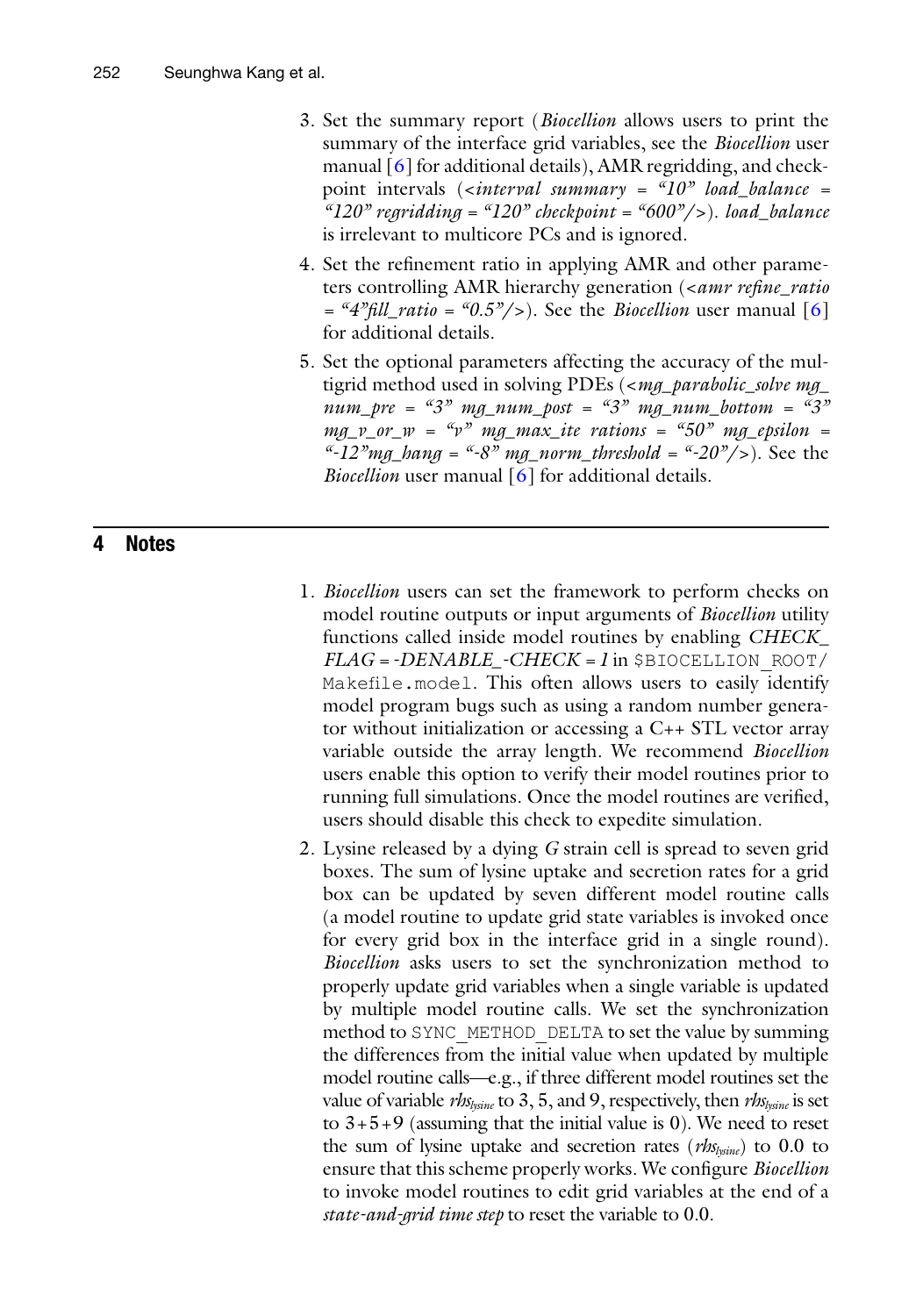3. Set the summary report (*Biocellion* allows users to print the summary of the interface grid variables, see the *Biocellion* user manual [6] for additional details), AMR regridding, and checkpoint intervals (*<interval summary = "10" load_balance = "120" regridding = "120" checkpoint = "600"/>*). *load_balance* is irrelevant to multicore PCs and is ignored.

4. Set the refinement ratio in applying AMR and other parameters controlling AMR hierarchy generation (*<amr refine_ratio = "4"fill_ratio = "0.5"/>*). See the *Biocellion* user manual [6] for additional details.

5. Set the optional parameters affecting the accuracy of the multigrid method used in solving PDEs (*<mg_parabolic_solve mg_num_pre = "3" mg_num_post = "3" mg_num_bottom = "3" mg_v_or_w = "v" mg_max_ite rations = "50" mg_epsilon = "-12"mg_hang = "-8" mg_norm_threshold = "-20"/>*). See the *Biocellion* user manual [6] for additional details.

## 4 Notes

1. *Biocellion* users can set the framework to perform checks on model routine outputs or input arguments of *Biocellion* utility functions called inside model routines by enabling *CHECK_FLAG = -DENABLE_-CHECK = 1* in `$BIOCELLION_ROOT/Makefile.model`. This often allows users to easily identify model program bugs such as using a random number generator without initialization or accessing a C++ STL vector array variable outside the array length. We recommend *Biocellion* users enable this option to verify their model routines prior to running full simulations. Once the model routines are verified, users should disable this check to expedite simulation.

2. Lysine released by a dying *G* strain cell is spread to seven grid boxes. The sum of lysine uptake and secretion rates for a grid box can be updated by seven different model routine calls (a model routine to update grid state variables is invoked once for every grid box in the interface grid in a single round). *Biocellion* asks users to set the synchronization method to properly update grid variables when a single variable is updated by multiple model routine calls. We set the synchronization method to `SYNC_METHOD_DELTA` to set the value by summing the differences from the initial value when updated by multiple model routine calls—e.g., if three different model routines set the value of variable $rhs_{lysine}$ to 3, 5, and 9, respectively, then $rhs_{lysine}$ is set to 3+5+9 (assuming that the initial value is 0). We need to reset the sum of lysine uptake and secretion rates ($rhs_{lysine}$) to 0.0 to ensure that this scheme properly works. We configure *Biocellion* to invoke model routines to edit grid variables at the end of a *state-and-grid time step* to reset the variable to 0.0.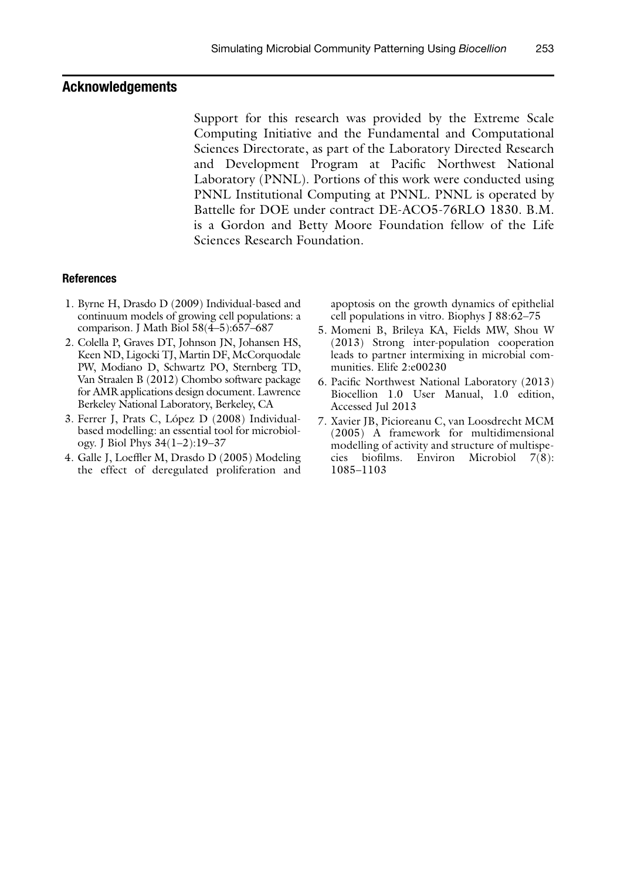## Acknowledgements

Support for this research was provided by the Extreme Scale Computing Initiative and the Fundamental and Computational Sciences Directorate, as part of the Laboratory Directed Research and Development Program at Pacific Northwest National Laboratory (PNNL). Portions of this work were conducted using PNNL Institutional Computing at PNNL. PNNL is operated by Battelle for DOE under contract DE-ACO5-76RLO 1830. B.M. is a Gordon and Betty Moore Foundation fellow of the Life Sciences Research Foundation.

### References

1. Byrne H, Drasdo D (2009) Individual-based and continuum models of growing cell populations: a comparison. J Math Biol 58(4–5):657–687
2. Colella P, Graves DT, Johnson JN, Johansen HS, Keen ND, Ligocki TJ, Martin DF, McCorquodale PW, Modiano D, Schwartz PO, Sternberg TD, Van Straalen B (2012) Chombo software package for AMR applications design document. Lawrence Berkeley National Laboratory, Berkeley, CA
3. Ferrer J, Prats C, López D (2008) Individual-based modelling: an essential tool for microbiology. J Biol Phys 34(1–2):19–37
4. Galle J, Loeffler M, Drasdo D (2005) Modeling the effect of deregulated proliferation and apoptosis on the growth dynamics of epithelial cell populations in vitro. Biophys J 88:62–75
5. Momeni B, Brileya KA, Fields MW, Shou W (2013) Strong inter-population cooperation leads to partner intermixing in microbial communities. Elife 2:e00230
6. Pacific Northwest National Laboratory (2013) Biocellion 1.0 User Manual, 1.0 edition, Accessed Jul 2013
7. Xavier JB, Picioreanu C, van Loosdrecht MCM (2005) A framework for multidimensional modelling of activity and structure of multispecies biofilms. Environ Microbiol 7(8): 1085–1103